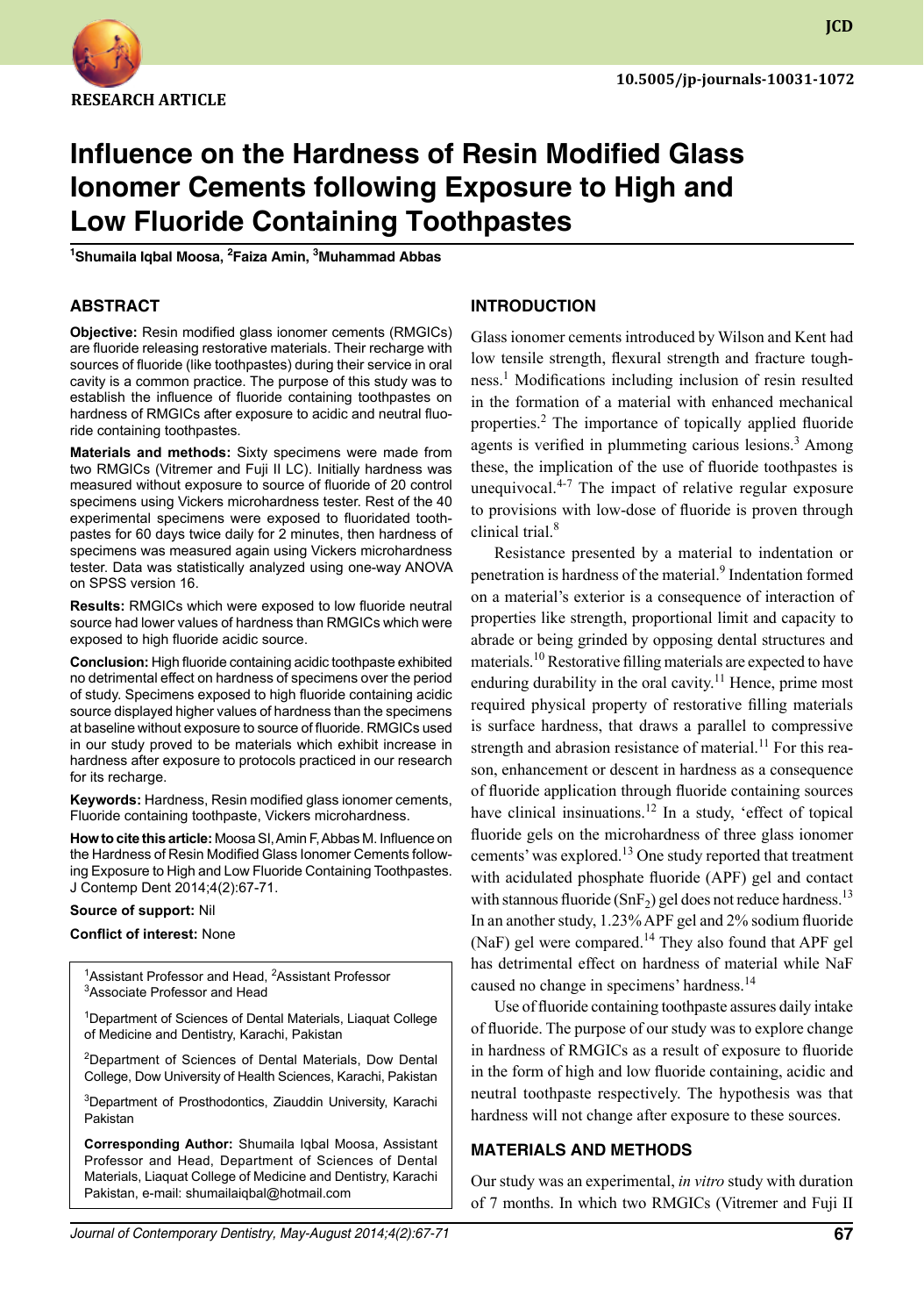RESEARCH ARTICLE

# Influence on the Hardness of Resin Modified Glass Ionomer Cements following Exposure to High and Low Fluoride Containing Toothpastes

[1]Shumaila Iqbal Moosa, [2]Faiza Amin, [3]Muhammad Abbas

## ABSTRACT

**Objective:** Resin modified glass ionomer cements (RMGICs) are fluoride releasing restorative materials. Their recharge with sources of fluoride (like toothpastes) during their service in oral cavity is a common practice. The purpose of this study was to establish the influence of fluoride containing toothpastes on hardness of RMGICs after exposure to acidic and neutral fluoride containing toothpastes.

**Materials and methods:** Sixty specimens were made from two RMGICs (Vitremer and Fuji II LC). Initially hardness was measured without exposure to source of fluoride of 20 control specimens using Vickers microhardness tester. Rest of the 40 experimental specimens were exposed to fluoridated toothpastes for 60 days twice daily for 2 minutes, then hardness of specimens was measured again using Vickers microhardness tester. Data was statistically analyzed using one-way ANOVA on SPSS version 16.

**Results:** RMGICs which were exposed to low fluoride neutral source had lower values of hardness than RMGICs which were exposed to high fluoride acidic source.

**Conclusion:** High fluoride containing acidic toothpaste exhibited no detrimental effect on hardness of specimens over the period of study. Specimens exposed to high fluoride containing acidic source displayed higher values of hardness than the specimens at baseline without exposure to source of fluoride. RMGICs used in our study proved to be materials which exhibit increase in hardness after exposure to protocols practiced in our research for its recharge.

**Keywords:** Hardness, Resin modified glass ionomer cements, Fluoride containing toothpaste, Vickers microhardness.

**How to cite this article:** Moosa SI, Amin F, Abbas M. Influence on the Hardness of Resin Modified Glass Ionomer Cements following Exposure to High and Low Fluoride Containing Toothpastes. J Contemp Dent 2014;4(2):67-71.

**Source of support:** Nil

**Conflict of interest:** None

[1]Assistant Professor and Head, [2]Assistant Professor
[3]Associate Professor and Head

[1]Department of Sciences of Dental Materials, Liaquat College of Medicine and Dentistry, Karachi, Pakistan

[2]Department of Sciences of Dental Materials, Dow Dental College, Dow University of Health Sciences, Karachi, Pakistan

[3]Department of Prosthodontics, Ziauddin University, Karachi Pakistan

**Corresponding Author:** Shumaila Iqbal Moosa, Assistant Professor and Head, Department of Sciences of Dental Materials, Liaquat College of Medicine and Dentistry, Karachi Pakistan, e-mail: shumailaiqbal@hotmail.com

## INTRODUCTION

Glass ionomer cements introduced by Wilson and Kent had low tensile strength, flexural strength and fracture toughness.[1] Modifications including inclusion of resin resulted in the formation of a material with enhanced mechanical properties.[2] The importance of topically applied fluoride agents is verified in plummeting carious lesions.[3] Among these, the implication of the use of fluoride toothpastes is unequivocal.[4-7] The impact of relative regular exposure to provisions with low-dose of fluoride is proven through clinical trial.[8]

Resistance presented by a material to indentation or penetration is hardness of the material.[9] Indentation formed on a material's exterior is a consequence of interaction of properties like strength, proportional limit and capacity to abrade or being grinded by opposing dental structures and materials.[10] Restorative filling materials are expected to have enduring durability in the oral cavity.[11] Hence, prime most required physical property of restorative filling materials is surface hardness, that draws a parallel to compressive strength and abrasion resistance of material.[11] For this reason, enhancement or descent in hardness as a consequence of fluoride application through fluoride containing sources have clinical insinuations.[12] In a study, 'effect of topical fluoride gels on the microhardness of three glass ionomer cements' was explored.[13] One study reported that treatment with acidulated phosphate fluoride (APF) gel and contact with stannous fluoride ($SnF_2$) gel does not reduce hardness.[13] In an another study, 1.23% APF gel and 2% sodium fluoride (NaF) gel were compared.[14] They also found that APF gel has detrimental effect on hardness of material while NaF caused no change in specimens' hardness.[14]

Use of fluoride containing toothpaste assures daily intake of fluoride. The purpose of our study was to explore change in hardness of RMGICs as a result of exposure to fluoride in the form of high and low fluoride containing, acidic and neutral toothpaste respectively. The hypothesis was that hardness will not change after exposure to these sources.

## MATERIALS AND METHODS

Our study was an experimental, *in vitro* study with duration of 7 months. In which two RMGICs (Vitremer and Fuji II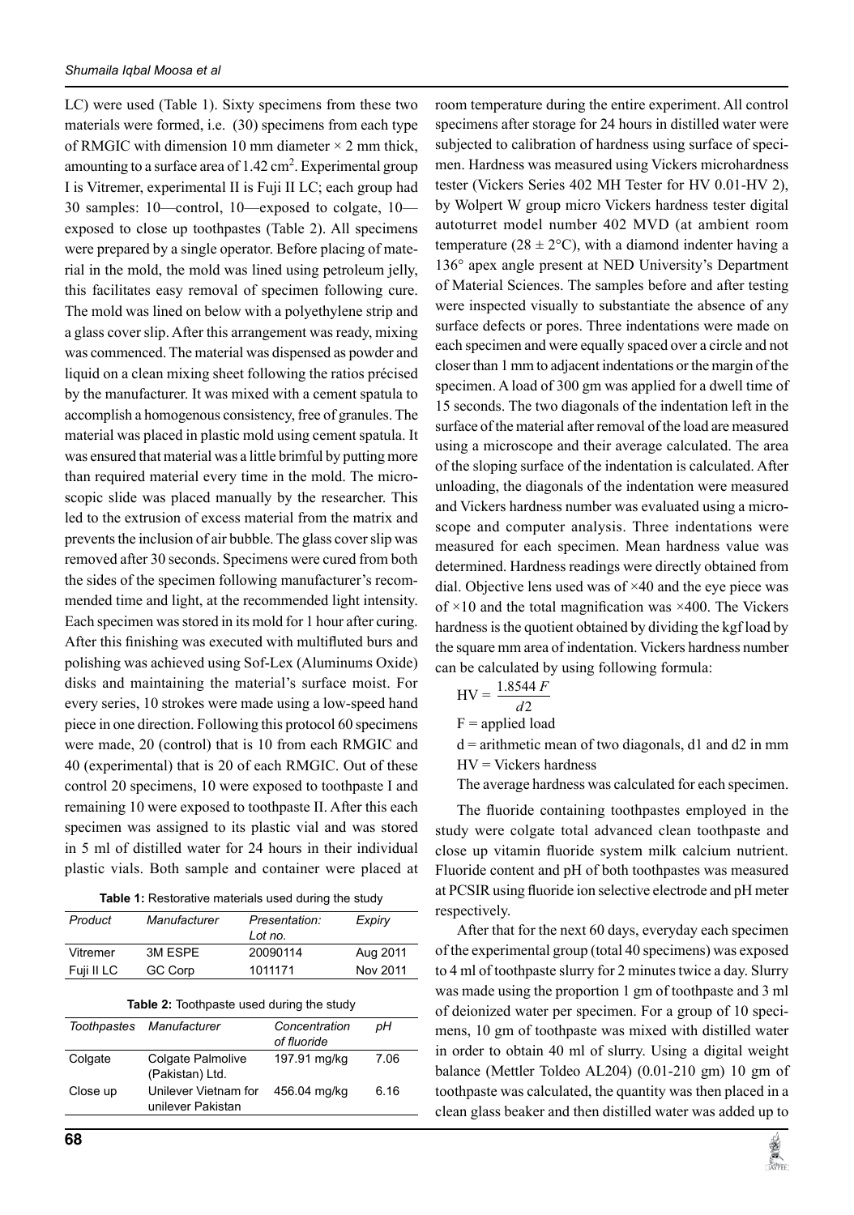LC) were used (Table 1). Sixty specimens from these two materials were formed, i.e. (30) specimens from each type of RMGIC with dimension 10 mm diameter × 2 mm thick, amounting to a surface area of 1.42 $cm^2$. Experimental group I is Vitremer, experimental II is Fuji II LC; each group had 30 samples: 10—control, 10—exposed to colgate, 10—exposed to close up toothpastes (Table 2). All specimens were prepared by a single operator. Before placing of material in the mold, the mold was lined using petroleum jelly, this facilitates easy removal of specimen following cure. The mold was lined on below with a polyethylene strip and a glass cover slip. After this arrangement was ready, mixing was commenced. The material was dispensed as powder and liquid on a clean mixing sheet following the ratios précised by the manufacturer. It was mixed with a cement spatula to accomplish a homogenous consistency, free of granules. The material was placed in plastic mold using cement spatula. It was ensured that material was a little brimful by putting more than required material every time in the mold. The microscopic slide was placed manually by the researcher. This led to the extrusion of excess material from the matrix and prevents the inclusion of air bubble. The glass cover slip was removed after 30 seconds. Specimens were cured from both the sides of the specimen following manufacturer's recommended time and light, at the recommended light intensity. Each specimen was stored in its mold for 1 hour after curing. After this finishing was executed with multifluted burs and polishing was achieved using Sof-Lex (Aluminums Oxide) disks and maintaining the material's surface moist. For every series, 10 strokes were made using a low-speed hand piece in one direction. Following this protocol 60 specimens were made, 20 (control) that is 10 from each RMGIC and 40 (experimental) that is 20 of each RMGIC. Out of these control 20 specimens, 10 were exposed to toothpaste I and remaining 10 were exposed to toothpaste II. After this each specimen was assigned to its plastic vial and was stored in 5 ml of distilled water for 24 hours in their individual plastic vials. Both sample and container were placed at room temperature during the entire experiment. All control specimens after storage for 24 hours in distilled water were subjected to calibration of hardness using surface of specimen. Hardness was measured using Vickers microhardness tester (Vickers Series 402 MH Tester for HV 0.01-HV 2), by Wolpert W group micro Vickers hardness tester digital autoturret model number 402 MVD (at ambient room temperature (28 ± 2°C), with a diamond indenter having a 136° apex angle present at NED University's Department of Material Sciences. The samples before and after testing were inspected visually to substantiate the absence of any surface defects or pores. Three indentations were made on each specimen and were equally spaced over a circle and not closer than 1 mm to adjacent indentations or the margin of the specimen. A load of 300 gm was applied for a dwell time of 15 seconds. The two diagonals of the indentation left in the surface of the material after removal of the load are measured using a microscope and their average calculated. The area of the sloping surface of the indentation is calculated. After unloading, the diagonals of the indentation were measured and Vickers hardness number was evaluated using a microscope and computer analysis. Three indentations were measured for each specimen. Mean hardness value was determined. Hardness readings were directly obtained from dial. Objective lens used was of ×40 and the eye piece was of ×10 and the total magnification was ×400. The Vickers hardness is the quotient obtained by dividing the kgf load by the square mm area of indentation. Vickers hardness number can be calculated by using following formula:

$$HV = \frac{1.8544\,F}{d2}$$

F = applied load

d = arithmetic mean of two diagonals, d1 and d2 in mm

HV = Vickers hardness

The average hardness was calculated for each specimen.

The fluoride containing toothpastes employed in the study were colgate total advanced clean toothpaste and close up vitamin fluoride system milk calcium nutrient. Fluoride content and pH of both toothpastes was measured at PCSIR using fluoride ion selective electrode and pH meter respectively.

After that for the next 60 days, everyday each specimen of the experimental group (total 40 specimens) was exposed to 4 ml of toothpaste slurry for 2 minutes twice a day. Slurry was made using the proportion 1 gm of toothpaste and 3 ml of deionized water per specimen. For a group of 10 specimens, 10 gm of toothpaste was mixed with distilled water in order to obtain 40 ml of slurry. Using a digital weight balance (Mettler Toldeo AL204) (0.01-210 gm) 10 gm of toothpaste was calculated, the quantity was then placed in a clean glass beaker and then distilled water was added up to

**Table 1:** Restorative materials used during the study

| Product | Manufacturer | Presentation: Lot no. | Expiry |
|---|---|---|---|
| Vitremer | 3M ESPE | 20090114 | Aug 2011 |
| Fuji II LC | GC Corp | 1011171 | Nov 2011 |

**Table 2:** Toothpaste used during the study

| Toothpastes | Manufacturer | Concentration of fluoride | pH |
|---|---|---|---|
| Colgate | Colgate Palmolive (Pakistan) Ltd. | 197.91 mg/kg | 7.06 |
| Close up | Unilever Vietnam for unilever Pakistan | 456.04 mg/kg | 6.16 |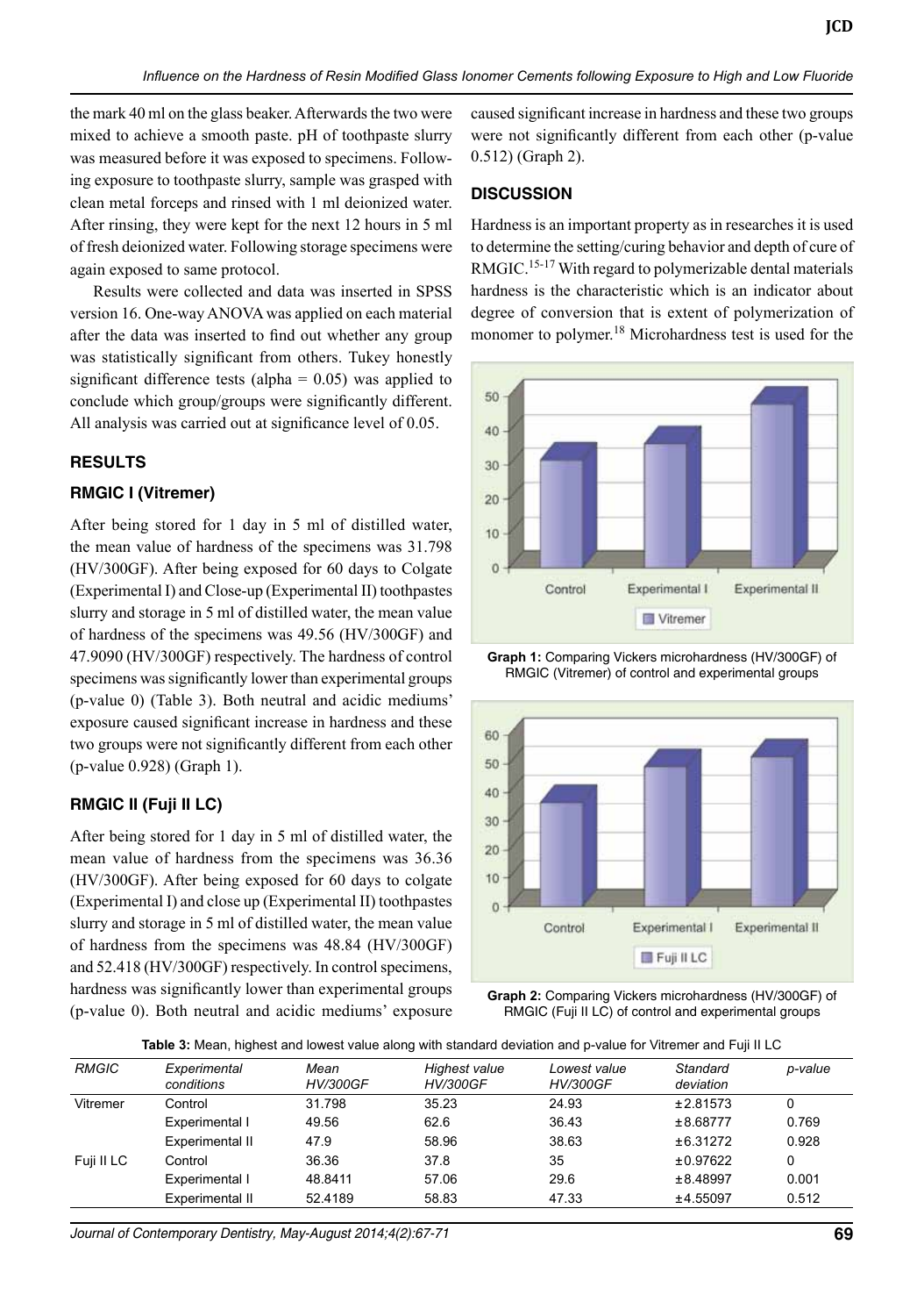the mark 40 ml on the glass beaker. Afterwards the two were mixed to achieve a smooth paste. pH of toothpaste slurry was measured before it was exposed to specimens. Following exposure to toothpaste slurry, sample was grasped with clean metal forceps and rinsed with 1 ml deionized water. After rinsing, they were kept for the next 12 hours in 5 ml of fresh deionized water. Following storage specimens were again exposed to same protocol.

Results were collected and data was inserted in SPSS version 16. One-way ANOVA was applied on each material after the data was inserted to find out whether any group was statistically significant from others. Tukey honestly significant difference tests (alpha = 0.05) was applied to conclude which group/groups were significantly different. All analysis was carried out at significance level of 0.05.

## RESULTS

### RMGIC I (Vitremer)

After being stored for 1 day in 5 ml of distilled water, the mean value of hardness of the specimens was 31.798 (HV/300GF). After being exposed for 60 days to Colgate (Experimental I) and Close-up (Experimental II) toothpastes slurry and storage in 5 ml of distilled water, the mean value of hardness of the specimens was 49.56 (HV/300GF) and 47.9090 (HV/300GF) respectively. The hardness of control specimens was significantly lower than experimental groups (p-value 0) (Table 3). Both neutral and acidic mediums' exposure caused significant increase in hardness and these two groups were not significantly different from each other (p-value 0.928) (Graph 1).

### RMGIC II (Fuji II LC)

After being stored for 1 day in 5 ml of distilled water, the mean value of hardness from the specimens was 36.36 (HV/300GF). After being exposed for 60 days to colgate (Experimental I) and close up (Experimental II) toothpastes slurry and storage in 5 ml of distilled water, the mean value of hardness from the specimens was 48.84 (HV/300GF) and 52.418 (HV/300GF) respectively. In control specimens, hardness was significantly lower than experimental groups (p-value 0). Both neutral and acidic mediums' exposure caused significant increase in hardness and these two groups were not significantly different from each other (p-value 0.512) (Graph 2).

## DISCUSSION

Hardness is an important property as in researches it is used to determine the setting/curing behavior and depth of cure of RMGIC.[15-17] With regard to polymerizable dental materials hardness is the characteristic which is an indicator about degree of conversion that is extent of polymerization of monomer to polymer.[18] Microhardness test is used for the

**Graph 1:** Comparing Vickers microhardness (HV/300GF) of RMGIC (Vitremer) of control and experimental groups

**Graph 2:** Comparing Vickers microhardness (HV/300GF) of RMGIC (Fuji II LC) of control and experimental groups

**Table 3:** Mean, highest and lowest value along with standard deviation and p-value for Vitremer and Fuji II LC

| RMGIC | Experimental conditions | Mean HV/300GF | Highest value HV/300GF | Lowest value HV/300GF | Standard deviation | p-value |
|---|---|---|---|---|---|---|
| Vitremer | Control | 31.798 | 35.23 | 24.93 | ±2.81573 | 0 |
| | Experimental I | 49.56 | 62.6 | 36.43 | ±8.68777 | 0.769 |
| | Experimental II | 47.9 | 58.96 | 38.63 | ±6.31272 | 0.928 |
| Fuji II LC | Control | 36.36 | 37.8 | 35 | ±0.97622 | 0 |
| | Experimental I | 48.8411 | 57.06 | 29.6 | ±8.48997 | 0.001 |
| | Experimental II | 52.4189 | 58.83 | 47.33 | ±4.55097 | 0.512 |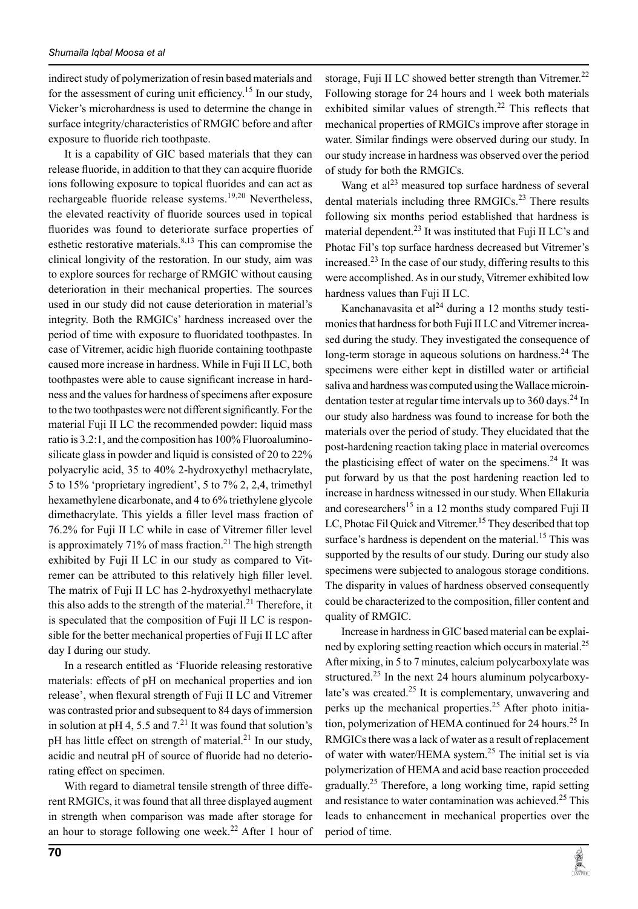indirect study of polymerization of resin based materials and for the assessment of curing unit efficiency.[15] In our study, Vicker's microhardness is used to determine the change in surface integrity/characteristics of RMGIC before and after exposure to fluoride rich toothpaste.

It is a capability of GIC based materials that they can release fluoride, in addition to that they can acquire fluoride ions following exposure to topical fluorides and can act as rechargeable fluoride release systems.[19,20] Nevertheless, the elevated reactivity of fluoride sources used in topical fluorides was found to deteriorate surface properties of esthetic restorative materials.[8,13] This can compromise the clinical longivity of the restoration. In our study, aim was to explore sources for recharge of RMGIC without causing deterioration in their mechanical properties. The sources used in our study did not cause deterioration in material's integrity. Both the RMGICs' hardness increased over the period of time with exposure to fluoridated toothpastes. In case of Vitremer, acidic high fluoride containing toothpaste caused more increase in hardness. While in Fuji II LC, both toothpastes were able to cause significant increase in hardness and the values for hardness of specimens after exposure to the two toothpastes were not different significantly. For the material Fuji II LC the recommended powder: liquid mass ratio is 3.2:1, and the composition has 100% Fluoroaluminosilicate glass in powder and liquid is consisted of 20 to 22% polyacrylic acid, 35 to 40% 2-hydroxyethyl methacrylate, 5 to 15% 'proprietary ingredient', 5 to 7% 2, 2,4, trimethyl hexamethylene dicarbonate, and 4 to 6% triethylene glycole dimethacrylate. This yields a filler level mass fraction of 76.2% for Fuji II LC while in case of Vitremer filler level is approximately 71% of mass fraction.[21] The high strength exhibited by Fuji II LC in our study as compared to Vitremer can be attributed to this relatively high filler level. The matrix of Fuji II LC has 2-hydroxyethyl methacrylate this also adds to the strength of the material.[21] Therefore, it is speculated that the composition of Fuji II LC is responsible for the better mechanical properties of Fuji II LC after day I during our study.

In a research entitled as 'Fluoride releasing restorative materials: effects of pH on mechanical properties and ion release', when flexural strength of Fuji II LC and Vitremer was contrasted prior and subsequent to 84 days of immersion in solution at pH 4, 5.5 and 7.[21] It was found that solution's pH has little effect on strength of material.[21] In our study, acidic and neutral pH of source of fluoride had no deteriorating effect on specimen.

With regard to diametral tensile strength of three different RMGICs, it was found that all three displayed augment in strength when comparison was made after storage for an hour to storage following one week.[22] After 1 hour of storage, Fuji II LC showed better strength than Vitremer.[22] Following storage for 24 hours and 1 week both materials exhibited similar values of strength.[22] This reflects that mechanical properties of RMGICs improve after storage in water. Similar findings were observed during our study. In our study increase in hardness was observed over the period of study for both the RMGICs.

Wang et al[23] measured top surface hardness of several dental materials including three RMGICs.[23] There results following six months period established that hardness is material dependent.[23] It was instituted that Fuji II LC's and Photac Fil's top surface hardness decreased but Vitremer's increased.[23] In the case of our study, differing results to this were accomplished. As in our study, Vitremer exhibited low hardness values than Fuji II LC.

Kanchanavasita et al[24] during a 12 months study testimonies that hardness for both Fuji II LC and Vitremer increased during the study. They investigated the consequence of long-term storage in aqueous solutions on hardness.[24] The specimens were either kept in distilled water or artificial saliva and hardness was computed using the Wallace microindentation tester at regular time intervals up to 360 days.[24] In our study also hardness was found to increase for both the materials over the period of study. They elucidated that the post-hardening reaction taking place in material overcomes the plasticising effect of water on the specimens.[24] It was put forward by us that the post hardening reaction led to increase in hardness witnessed in our study. When Ellakuria and coresearchers[15] in a 12 months study compared Fuji II LC, Photac Fil Quick and Vitremer.[15] They described that top surface's hardness is dependent on the material.[15] This was supported by the results of our study. During our study also specimens were subjected to analogous storage conditions. The disparity in values of hardness observed consequently could be characterized to the composition, filler content and quality of RMGIC.

Increase in hardness in GIC based material can be explained by exploring setting reaction which occurs in material.[25] After mixing, in 5 to 7 minutes, calcium polycarboxylate was structured.[25] In the next 24 hours aluminum polycarboxylate's was created.[25] It is complementary, unwavering and perks up the mechanical properties.[25] After photo initiation, polymerization of HEMA continued for 24 hours.[25] In RMGICs there was a lack of water as a result of replacement of water with water/HEMA system.[25] The initial set is via polymerization of HEMA and acid base reaction proceeded gradually.[25] Therefore, a long working time, rapid setting and resistance to water contamination was achieved.[25] This leads to enhancement in mechanical properties over the period of time.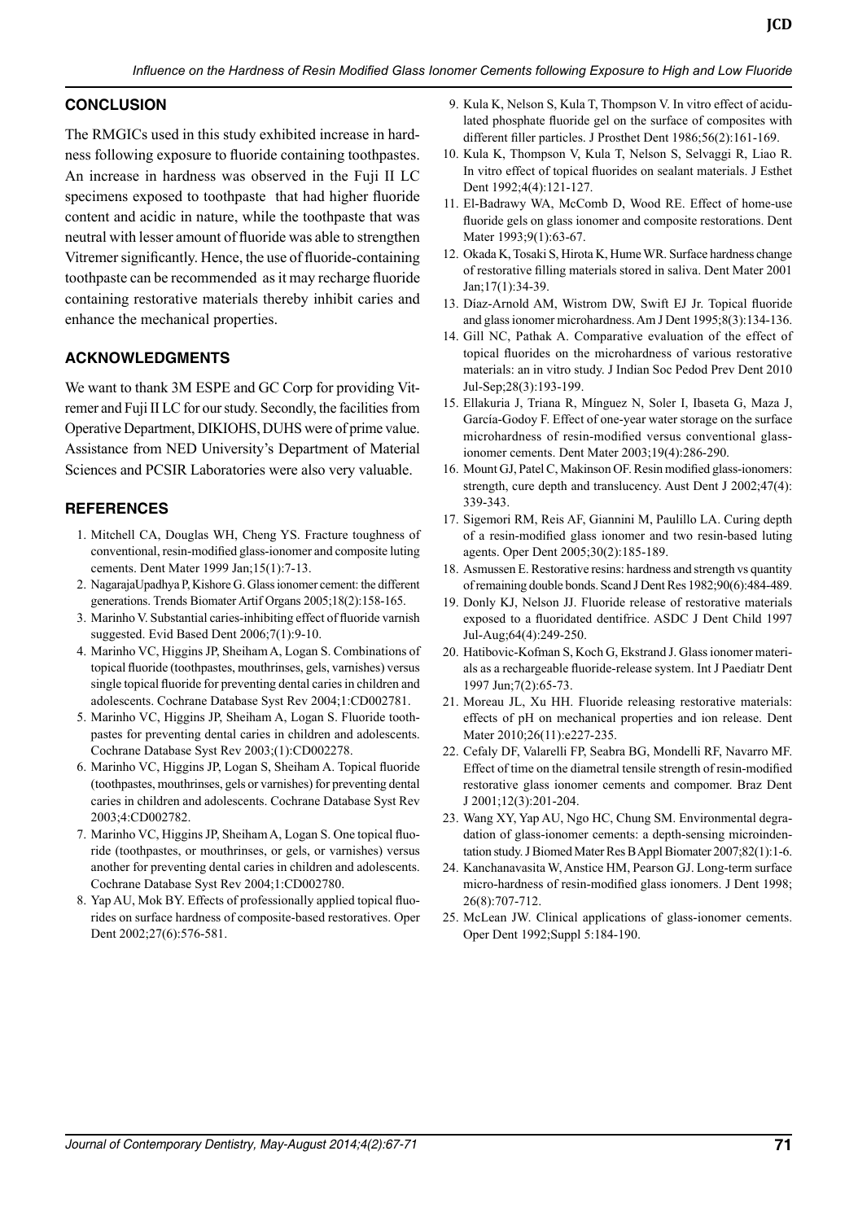## CONCLUSION

The RMGICs used in this study exhibited increase in hardness following exposure to fluoride containing toothpastes. An increase in hardness was observed in the Fuji II LC specimens exposed to toothpaste that had higher fluoride content and acidic in nature, while the toothpaste that was neutral with lesser amount of fluoride was able to strengthen Vitremer significantly. Hence, the use of fluoride-containing toothpaste can be recommended as it may recharge fluoride containing restorative materials thereby inhibit caries and enhance the mechanical properties.

## ACKNOWLEDGMENTS

We want to thank 3M ESPE and GC Corp for providing Vitremer and Fuji II LC for our study. Secondly, the facilities from Operative Department, DIKIOHS, DUHS were of prime value. Assistance from NED University's Department of Material Sciences and PCSIR Laboratories were also very valuable.

## REFERENCES

1. Mitchell CA, Douglas WH, Cheng YS. Fracture toughness of conventional, resin-modified glass-ionomer and composite luting cements. Dent Mater 1999 Jan;15(1):7-13.
2. NagarajaUpadhya P, Kishore G. Glass ionomer cement: the different generations. Trends Biomater Artif Organs 2005;18(2):158-165.
3. Marinho V. Substantial caries-inhibiting effect of fluoride varnish suggested. Evid Based Dent 2006;7(1):9-10.
4. Marinho VC, Higgins JP, Sheiham A, Logan S. Combinations of topical fluoride (toothpastes, mouthrinses, gels, varnishes) versus single topical fluoride for preventing dental caries in children and adolescents. Cochrane Database Syst Rev 2004;1:CD002781.
5. Marinho VC, Higgins JP, Sheiham A, Logan S. Fluoride toothpastes for preventing dental caries in children and adolescents. Cochrane Database Syst Rev 2003;(1):CD002278.
6. Marinho VC, Higgins JP, Logan S, Sheiham A. Topical fluoride (toothpastes, mouthrinses, gels or varnishes) for preventing dental caries in children and adolescents. Cochrane Database Syst Rev 2003;4:CD002782.
7. Marinho VC, Higgins JP, Sheiham A, Logan S. One topical fluoride (toothpastes, or mouthrinses, or gels, or varnishes) versus another for preventing dental caries in children and adolescents. Cochrane Database Syst Rev 2004;1:CD002780.
8. Yap AU, Mok BY. Effects of professionally applied topical fluorides on surface hardness of composite-based restoratives. Oper Dent 2002;27(6):576-581.
9. Kula K, Nelson S, Kula T, Thompson V. In vitro effect of acidulated phosphate fluoride gel on the surface of composites with different filler particles. J Prosthet Dent 1986;56(2):161-169.
10. Kula K, Thompson V, Kula T, Nelson S, Selvaggi R, Liao R. In vitro effect of topical fluorides on sealant materials. J Esthet Dent 1992;4(4):121-127.
11. El-Badrawy WA, McComb D, Wood RE. Effect of home-use fluoride gels on glass ionomer and composite restorations. Dent Mater 1993;9(1):63-67.
12. Okada K, Tosaki S, Hirota K, Hume WR. Surface hardness change of restorative filling materials stored in saliva. Dent Mater 2001 Jan;17(1):34-39.
13. Díaz-Arnold AM, Wistrom DW, Swift EJ Jr. Topical fluoride and glass ionomer microhardness. Am J Dent 1995;8(3):134-136.
14. Gill NC, Pathak A. Comparative evaluation of the effect of topical fluorides on the microhardness of various restorative materials: an in vitro study. J Indian Soc Pedod Prev Dent 2010 Jul-Sep;28(3):193-199.
15. Ellakuria J, Triana R, Mínguez N, Soler I, Ibaseta G, Maza J, García-Godoy F. Effect of one-year water storage on the surface microhardness of resin-modified versus conventional glass-ionomer cements. Dent Mater 2003;19(4):286-290.
16. Mount GJ, Patel C, Makinson OF. Resin modified glass-ionomers: strength, cure depth and translucency. Aust Dent J 2002;47(4): 339-343.
17. Sigemori RM, Reis AF, Giannini M, Paulillo LA. Curing depth of a resin-modified glass ionomer and two resin-based luting agents. Oper Dent 2005;30(2):185-189.
18. Asmussen E. Restorative resins: hardness and strength vs quantity of remaining double bonds. Scand J Dent Res 1982;90(6):484-489.
19. Donly KJ, Nelson JJ. Fluoride release of restorative materials exposed to a fluoridated dentifrice. ASDC J Dent Child 1997 Jul-Aug;64(4):249-250.
20. Hatibovic-Kofman S, Koch G, Ekstrand J. Glass ionomer materials as a rechargeable fluoride-release system. Int J Paediatr Dent 1997 Jun;7(2):65-73.
21. Moreau JL, Xu HH. Fluoride releasing restorative materials: effects of pH on mechanical properties and ion release. Dent Mater 2010;26(11):e227-235.
22. Cefaly DF, Valarelli FP, Seabra BG, Mondelli RF, Navarro MF. Effect of time on the diametral tensile strength of resin-modified restorative glass ionomer cements and compomer. Braz Dent J 2001;12(3):201-204.
23. Wang XY, Yap AU, Ngo HC, Chung SM. Environmental degradation of glass-ionomer cements: a depth-sensing microindentation study. J Biomed Mater Res B Appl Biomater 2007;82(1):1-6.
24. Kanchanavasita W, Anstice HM, Pearson GJ. Long-term surface micro-hardness of resin-modified glass ionomers. J Dent 1998; 26(8):707-712.
25. McLean JW. Clinical applications of glass-ionomer cements. Oper Dent 1992;Suppl 5:184-190.